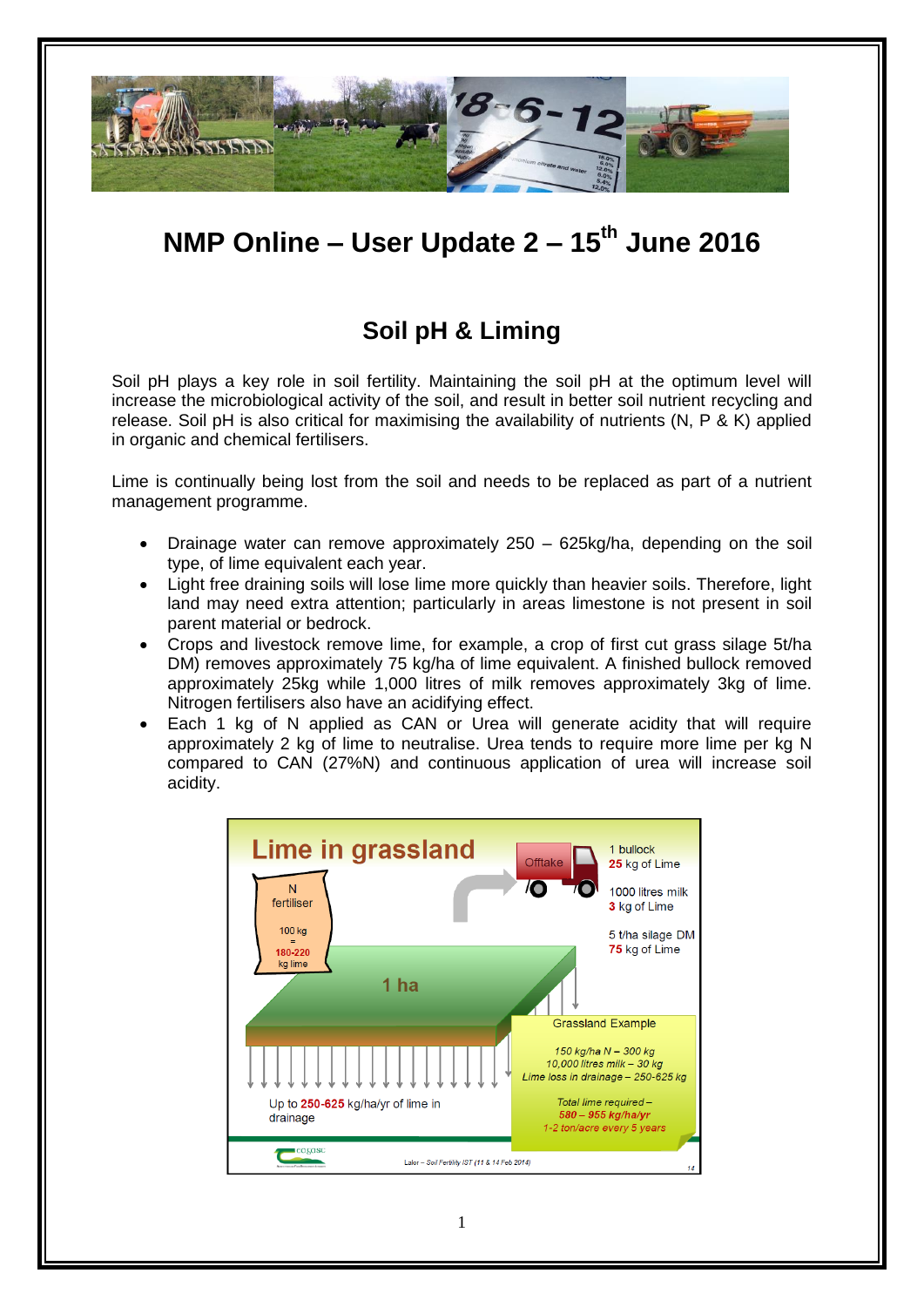# NMP Online – User Update 2 – 15th June 2016

## Soil pH & Liming

Soil pH plays a key role in soil fertility. Maintaining the soil pH at the optimum level will increase the microbiological activity of the soil, and result in better soil nutrient recycling and release. Soil pH is also critical for maximising the availability of nutrients (N, P & K) applied in organic and chemical fertilisers.

Lime is continually being lost from the soil and needs to be replaced as part of a nutrient management programme.

- Drainage water can remove approximately 250 – 625kg/ha, depending on the soil type, of lime equivalent each year.
- Light free draining soils will lose lime more quickly than heavier soils. Therefore, light land may need extra attention; particularly in areas limestone is not present in soil parent material or bedrock.
- Crops and livestock remove lime, for example, a crop of first cut grass silage 5t/ha DM) removes approximately 75 kg/ha of lime equivalent. A finished bullock removed approximately 25kg while 1,000 litres of milk removes approximately 3kg of lime. Nitrogen fertilisers also have an acidifying effect.
- Each 1 kg of N applied as CAN or Urea will generate acidity that will require approximately 2 kg of lime to neutralise. Urea tends to require more lime per kg N compared to CAN (27%N) and continuous application of urea will increase soil acidity.

**Lime in grassland**

N fertiliser: 100 kg = 180-220 kg lime

Offtake:
- 1 bullock – 25 kg of Lime
- 1000 litres milk – 3 kg of Lime
- 5 t/ha silage DM – 75 kg of Lime

1 ha

Up to 250-625 kg/ha/yr of lime in drainage

Grassland Example
- 150 kg/ha N – 300 kg
- 10,000 litres milk – 30 kg
- Lime loss in drainage – 250-625 kg

Total lime required – 580 – 955 kg/ha/yr
1-2 ton/acre every 5 years

Lalor – Soil Fertility IST (11 & 14 Feb 2014)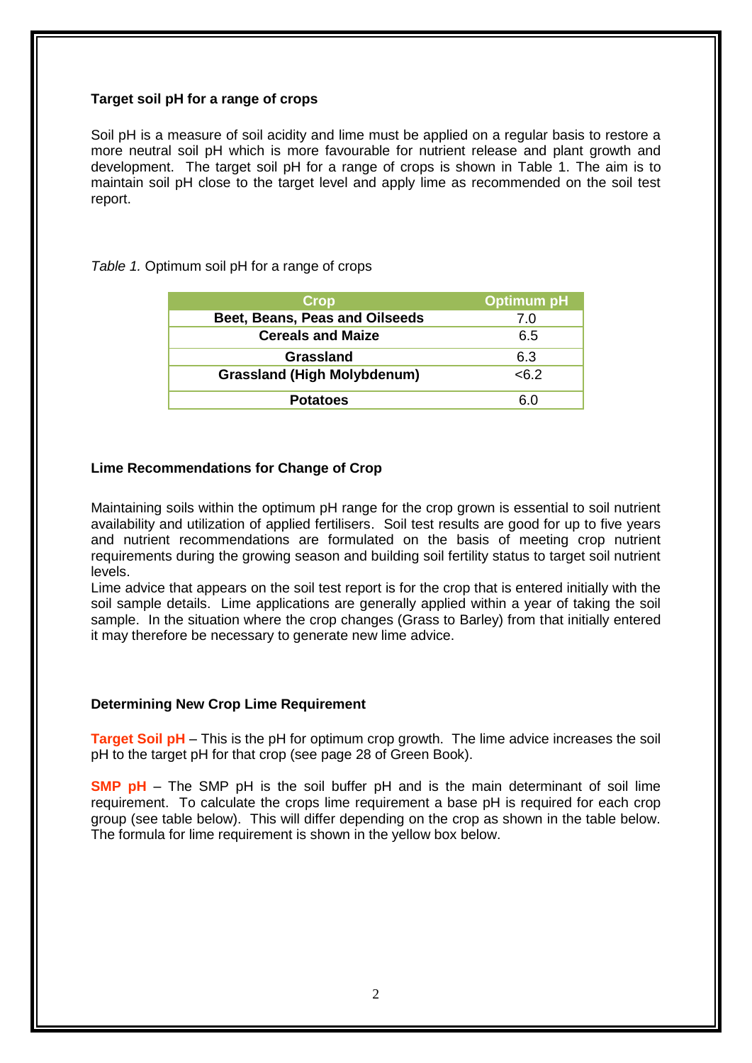**Target soil pH for a range of crops**

Soil pH is a measure of soil acidity and lime must be applied on a regular basis to restore a more neutral soil pH which is more favourable for nutrient release and plant growth and development. The target soil pH for a range of crops is shown in Table 1. The aim is to maintain soil pH close to the target level and apply lime as recommended on the soil test report.

*Table 1.* Optimum soil pH for a range of crops

| Crop | Optimum pH |
|---|---|
| **Beet, Beans, Peas and Oilseeds** | 7.0 |
| **Cereals and Maize** | 6.5 |
| **Grassland** | 6.3 |
| **Grassland (High Molybdenum)** | <6.2 |
| **Potatoes** | 6.0 |

**Lime Recommendations for Change of Crop**

Maintaining soils within the optimum pH range for the crop grown is essential to soil nutrient availability and utilization of applied fertilisers. Soil test results are good for up to five years and nutrient recommendations are formulated on the basis of meeting crop nutrient requirements during the growing season and building soil fertility status to target soil nutrient levels.

Lime advice that appears on the soil test report is for the crop that is entered initially with the soil sample details. Lime applications are generally applied within a year of taking the soil sample. In the situation where the crop changes (Grass to Barley) from that initially entered it may therefore be necessary to generate new lime advice.

**Determining New Crop Lime Requirement**

**Target Soil pH** – This is the pH for optimum crop growth. The lime advice increases the soil pH to the target pH for that crop (see page 28 of Green Book).

**SMP pH** – The SMP pH is the soil buffer pH and is the main determinant of soil lime requirement. To calculate the crops lime requirement a base pH is required for each crop group (see table below). This will differ depending on the crop as shown in the table below. The formula for lime requirement is shown in the yellow box below.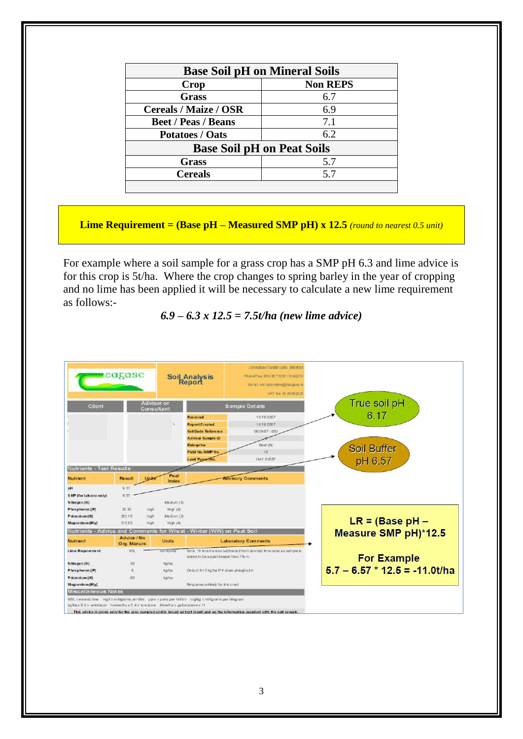| Base Soil pH on Mineral Soils | |
|---|---|
| **Crop** | **Non REPS** |
| **Grass** | 6.7 |
| **Cereals / Maize / OSR** | 6.9 |
| **Beet / Peas / Beans** | 7.1 |
| **Potatoes / Oats** | 6.2 |
| **Base Soil pH on Peat Soils** | |
| **Grass** | 5.7 |
| **Cereals** | 5.7 |

**Lime Requirement = (Base pH – Measured SMP pH) x 12.5** *(round to nearest 0.5 unit)*

For example where a soil sample for a grass crop has a SMP pH 6.3 and lime advice is for this crop is 5t/ha. Where the crop changes to spring barley in the year of cropping and no lime has been applied it will be necessary to calculate a new lime requirement as follows:-

***6.9 – 6.3 x 12.5 = 7.5t/ha (new lime advice)***

Teagasc Soil Analysis Report

True soil pH 6.17

Soil Buffer pH 6.57

**LR = (Base pH – Measure SMP pH)*12.5**

**For Example**
**5.7 – 6.57 * 12.5 = -11.0t/ha**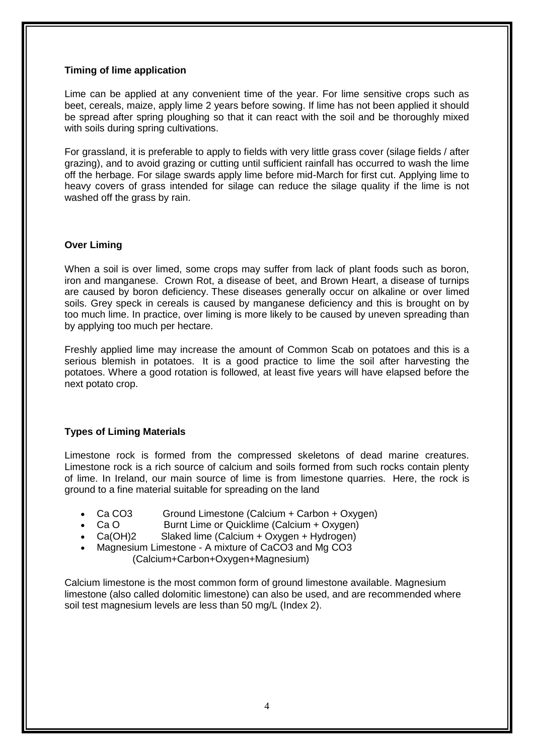### Timing of lime application

Lime can be applied at any convenient time of the year. For lime sensitive crops such as beet, cereals, maize, apply lime 2 years before sowing. If lime has not been applied it should be spread after spring ploughing so that it can react with the soil and be thoroughly mixed with soils during spring cultivations.

For grassland, it is preferable to apply to fields with very little grass cover (silage fields / after grazing), and to avoid grazing or cutting until sufficient rainfall has occurred to wash the lime off the herbage. For silage swards apply lime before mid-March for first cut. Applying lime to heavy covers of grass intended for silage can reduce the silage quality if the lime is not washed off the grass by rain.

### Over Liming

When a soil is over limed, some crops may suffer from lack of plant foods such as boron, iron and manganese. Crown Rot, a disease of beet, and Brown Heart, a disease of turnips are caused by boron deficiency. These diseases generally occur on alkaline or over limed soils. Grey speck in cereals is caused by manganese deficiency and this is brought on by too much lime. In practice, over liming is more likely to be caused by uneven spreading than by applying too much per hectare.

Freshly applied lime may increase the amount of Common Scab on potatoes and this is a serious blemish in potatoes. It is a good practice to lime the soil after harvesting the potatoes. Where a good rotation is followed, at least five years will have elapsed before the next potato crop.

### Types of Liming Materials

Limestone rock is formed from the compressed skeletons of dead marine creatures. Limestone rock is a rich source of calcium and soils formed from such rocks contain plenty of lime. In Ireland, our main source of lime is from limestone quarries. Here, the rock is ground to a fine material suitable for spreading on the land

- $CaCO_3$ Ground Limestone (Calcium + Carbon + Oxygen)
- $CaO$ Burnt Lime or Quicklime (Calcium + Oxygen)
- $Ca(OH)_2$ Slaked lime (Calcium + Oxygen + Hydrogen)
- Magnesium Limestone - A mixture of $CaCO_3$ and $MgCO_3$ (Calcium+Carbon+Oxygen+Magnesium)

Calcium limestone is the most common form of ground limestone available. Magnesium limestone (also called dolomitic limestone) can also be used, and are recommended where soil test magnesium levels are less than 50 mg/L (Index 2).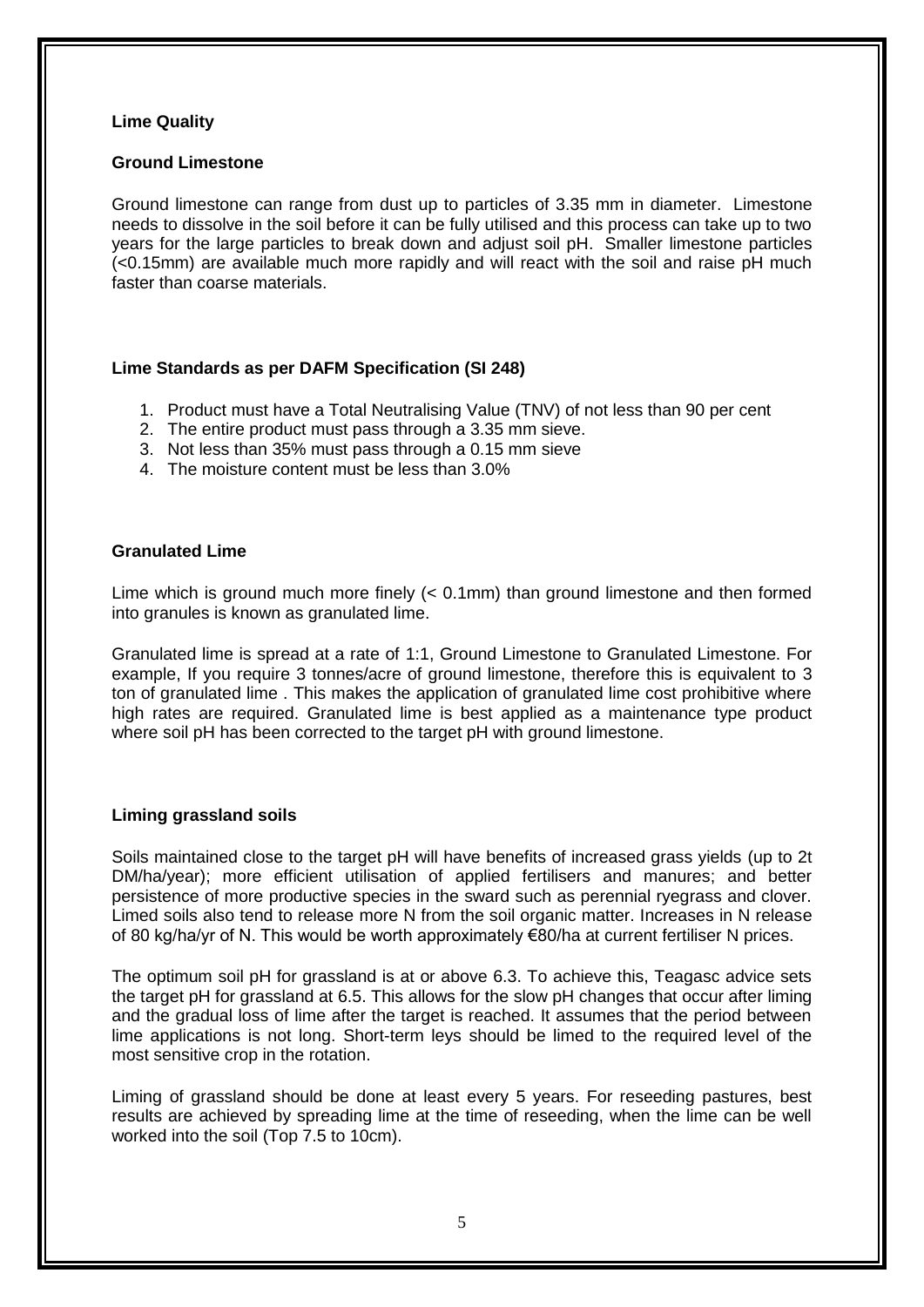**Lime Quality**

**Ground Limestone**

Ground limestone can range from dust up to particles of 3.35 mm in diameter. Limestone needs to dissolve in the soil before it can be fully utilised and this process can take up to two years for the large particles to break down and adjust soil pH. Smaller limestone particles (<0.15mm) are available much more rapidly and will react with the soil and raise pH much faster than coarse materials.

**Lime Standards as per DAFM Specification (SI 248)**

1. Product must have a Total Neutralising Value (TNV) of not less than 90 per cent
2. The entire product must pass through a 3.35 mm sieve.
3. Not less than 35% must pass through a 0.15 mm sieve
4. The moisture content must be less than 3.0%

**Granulated Lime**

Lime which is ground much more finely (< 0.1mm) than ground limestone and then formed into granules is known as granulated lime.

Granulated lime is spread at a rate of 1:1, Ground Limestone to Granulated Limestone. For example, If you require 3 tonnes/acre of ground limestone, therefore this is equivalent to 3 ton of granulated lime . This makes the application of granulated lime cost prohibitive where high rates are required. Granulated lime is best applied as a maintenance type product where soil pH has been corrected to the target pH with ground limestone.

**Liming grassland soils**

Soils maintained close to the target pH will have benefits of increased grass yields (up to 2t DM/ha/year); more efficient utilisation of applied fertilisers and manures; and better persistence of more productive species in the sward such as perennial ryegrass and clover. Limed soils also tend to release more N from the soil organic matter. Increases in N release of 80 kg/ha/yr of N. This would be worth approximately €80/ha at current fertiliser N prices.

The optimum soil pH for grassland is at or above 6.3. To achieve this, Teagasc advice sets the target pH for grassland at 6.5. This allows for the slow pH changes that occur after liming and the gradual loss of lime after the target is reached. It assumes that the period between lime applications is not long. Short-term leys should be limed to the required level of the most sensitive crop in the rotation.

Liming of grassland should be done at least every 5 years. For reseeding pastures, best results are achieved by spreading lime at the time of reseeding, when the lime can be well worked into the soil (Top 7.5 to 10cm).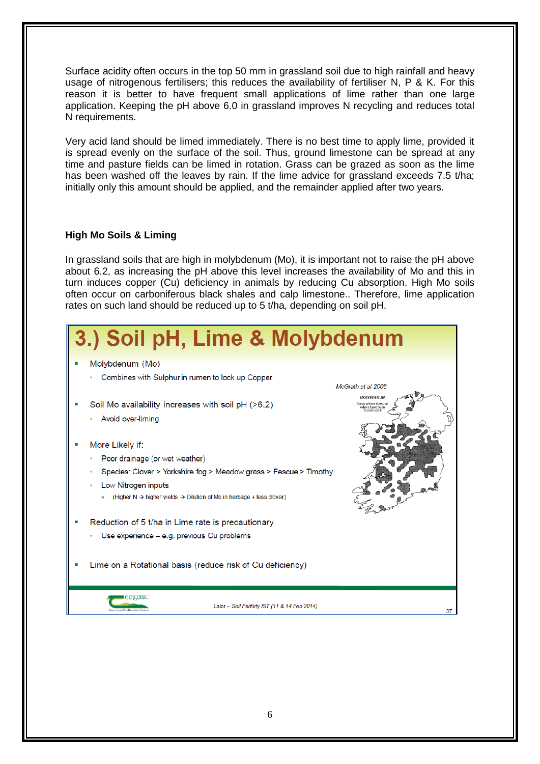Surface acidity often occurs in the top 50 mm in grassland soil due to high rainfall and heavy usage of nitrogenous fertilisers; this reduces the availability of fertiliser N, P & K. For this reason it is better to have frequent small applications of lime rather than one large application. Keeping the pH above 6.0 in grassland improves N recycling and reduces total N requirements.

Very acid land should be limed immediately. There is no best time to apply lime, provided it is spread evenly on the surface of the soil. Thus, ground limestone can be spread at any time and pasture fields can be limed in rotation. Grass can be grazed as soon as the lime has been washed off the leaves by rain. If the lime advice for grassland exceeds 7.5 t/ha; initially only this amount should be applied, and the remainder applied after two years.

### High Mo Soils & Liming

In grassland soils that are high in molybdenum (Mo), it is important not to raise the pH above about 6.2, as increasing the pH above this level increases the availability of Mo and this in turn induces copper (Cu) deficiency in animals by reducing Cu absorption. High Mo soils often occur on carboniferous black shales and calp limestone.. Therefore, lime application rates on such land should be reduced up to 5 t/ha, depending on soil pH.

## 3.) Soil pH, Lime & Molybdenum

- Molybdenum (Mo)
  - Combines with Sulphur in rumen to lock up Copper
- Soil Mo availability increases with soil pH (>6.2)
  - Avoid over-liming
- More Likely if:
  - Poor drainage (or wet weather)
  - Species: Clover > Yorkshire fog > Meadow grass > Fescue > Timothy
  - Low Nitrogen inputs
    - (Higher N → higher yields → Dilution of Mo in herbage + less clover)
- Reduction of 5 t/ha in Lime rate is precautionary
  - Use experience – e.g. previous Cu problems
- Lime on a Rotational basis (reduce risk of Cu deficiency)

*McGrath et al 2008*

MOLYBDENUM — Areas where elevated values have been found (1998)

Lalor – *Soil Fertility IST (11 & 14 Feb 2014)*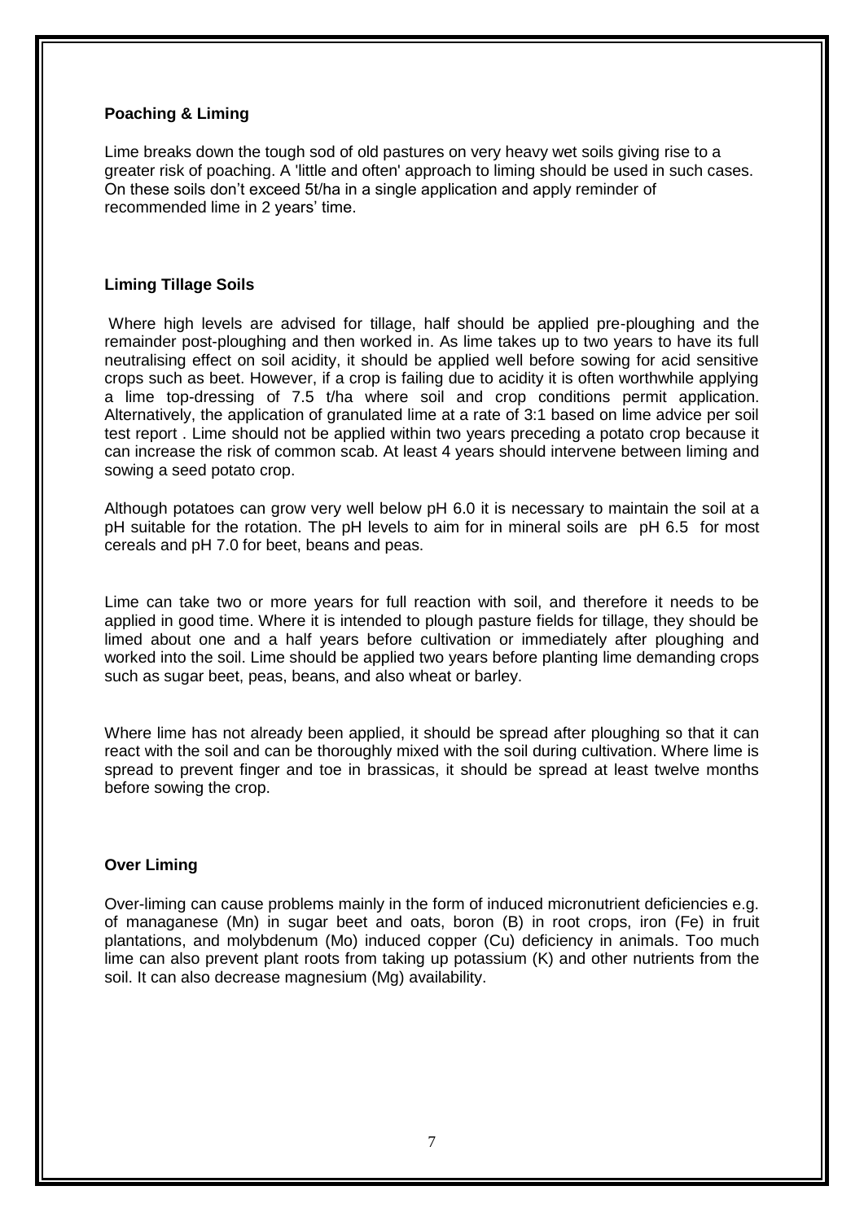**Poaching & Liming**

Lime breaks down the tough sod of old pastures on very heavy wet soils giving rise to a greater risk of poaching. A 'little and often' approach to liming should be used in such cases. On these soils don't exceed 5t/ha in a single application and apply reminder of recommended lime in 2 years' time.

**Liming Tillage Soils**

Where high levels are advised for tillage, half should be applied pre-ploughing and the remainder post-ploughing and then worked in. As lime takes up to two years to have its full neutralising effect on soil acidity, it should be applied well before sowing for acid sensitive crops such as beet. However, if a crop is failing due to acidity it is often worthwhile applying a lime top-dressing of 7.5 t/ha where soil and crop conditions permit application. Alternatively, the application of granulated lime at a rate of 3:1 based on lime advice per soil test report . Lime should not be applied within two years preceding a potato crop because it can increase the risk of common scab. At least 4 years should intervene between liming and sowing a seed potato crop.

Although potatoes can grow very well below pH 6.0 it is necessary to maintain the soil at a pH suitable for the rotation. The pH levels to aim for in mineral soils are pH 6.5 for most cereals and pH 7.0 for beet, beans and peas.

Lime can take two or more years for full reaction with soil, and therefore it needs to be applied in good time. Where it is intended to plough pasture fields for tillage, they should be limed about one and a half years before cultivation or immediately after ploughing and worked into the soil. Lime should be applied two years before planting lime demanding crops such as sugar beet, peas, beans, and also wheat or barley.

Where lime has not already been applied, it should be spread after ploughing so that it can react with the soil and can be thoroughly mixed with the soil during cultivation. Where lime is spread to prevent finger and toe in brassicas, it should be spread at least twelve months before sowing the crop.

**Over Liming**

Over-liming can cause problems mainly in the form of induced micronutrient deficiencies e.g. of managanese (Mn) in sugar beet and oats, boron (B) in root crops, iron (Fe) in fruit plantations, and molybdenum (Mo) induced copper (Cu) deficiency in animals. Too much lime can also prevent plant roots from taking up potassium (K) and other nutrients from the soil. It can also decrease magnesium (Mg) availability.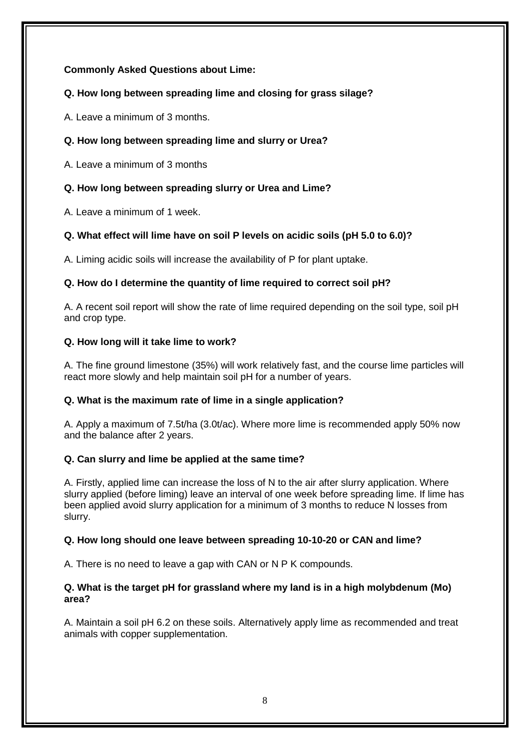**Commonly Asked Questions about Lime:**

**Q. How long between spreading lime and closing for grass silage?**

A. Leave a minimum of 3 months.

**Q. How long between spreading lime and slurry or Urea?**

A. Leave a minimum of 3 months

**Q. How long between spreading slurry or Urea and Lime?**

A. Leave a minimum of 1 week.

**Q. What effect will lime have on soil P levels on acidic soils (pH 5.0 to 6.0)?**

A. Liming acidic soils will increase the availability of P for plant uptake.

**Q. How do I determine the quantity of lime required to correct soil pH?**

A. A recent soil report will show the rate of lime required depending on the soil type, soil pH and crop type.

**Q. How long will it take lime to work?**

A. The fine ground limestone (35%) will work relatively fast, and the course lime particles will react more slowly and help maintain soil pH for a number of years.

**Q. What is the maximum rate of lime in a single application?**

A. Apply a maximum of 7.5t/ha (3.0t/ac). Where more lime is recommended apply 50% now and the balance after 2 years.

**Q. Can slurry and lime be applied at the same time?**

A. Firstly, applied lime can increase the loss of N to the air after slurry application. Where slurry applied (before liming) leave an interval of one week before spreading lime. If lime has been applied avoid slurry application for a minimum of 3 months to reduce N losses from slurry.

**Q. How long should one leave between spreading 10-10-20 or CAN and lime?**

A. There is no need to leave a gap with CAN or N P K compounds.

**Q. What is the target pH for grassland where my land is in a high molybdenum (Mo) area?**

A. Maintain a soil pH 6.2 on these soils. Alternatively apply lime as recommended and treat animals with copper supplementation.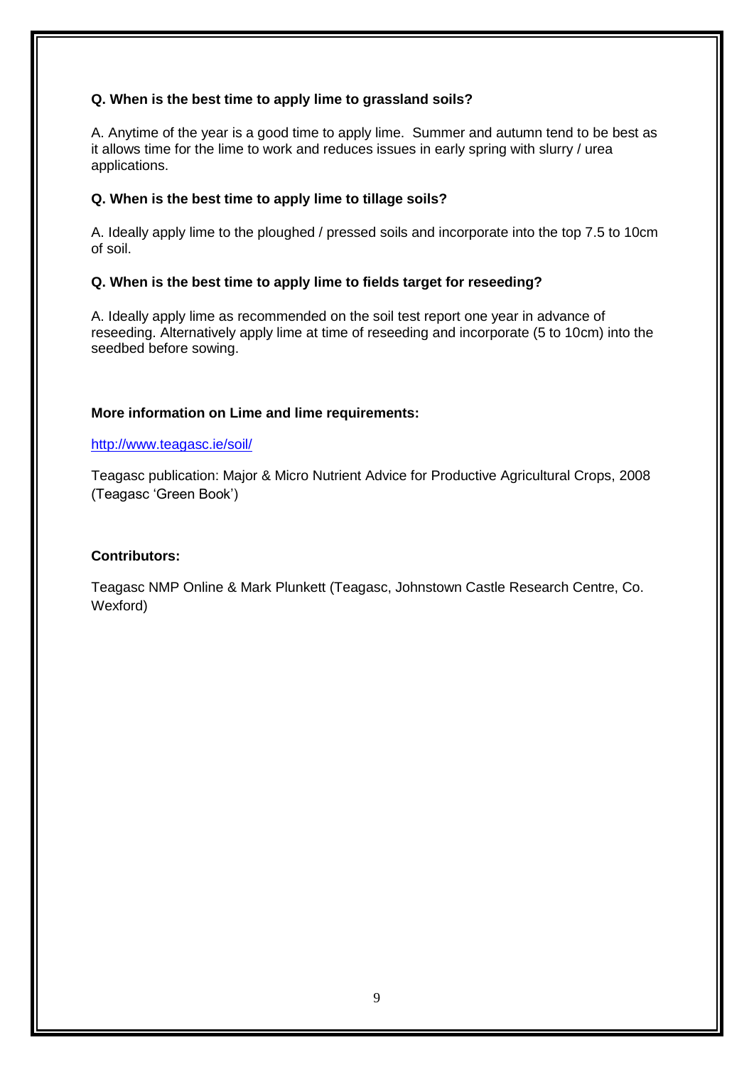**Q. When is the best time to apply lime to grassland soils?**

A. Anytime of the year is a good time to apply lime. Summer and autumn tend to be best as it allows time for the lime to work and reduces issues in early spring with slurry / urea applications.

**Q. When is the best time to apply lime to tillage soils?**

A. Ideally apply lime to the ploughed / pressed soils and incorporate into the top 7.5 to 10cm of soil.

**Q. When is the best time to apply lime to fields target for reseeding?**

A. Ideally apply lime as recommended on the soil test report one year in advance of reseeding. Alternatively apply lime at time of reseeding and incorporate (5 to 10cm) into the seedbed before sowing.

**More information on Lime and lime requirements:**

http://www.teagasc.ie/soil/

Teagasc publication: Major & Micro Nutrient Advice for Productive Agricultural Crops, 2008 (Teagasc 'Green Book')

**Contributors:**

Teagasc NMP Online & Mark Plunkett (Teagasc, Johnstown Castle Research Centre, Co. Wexford)